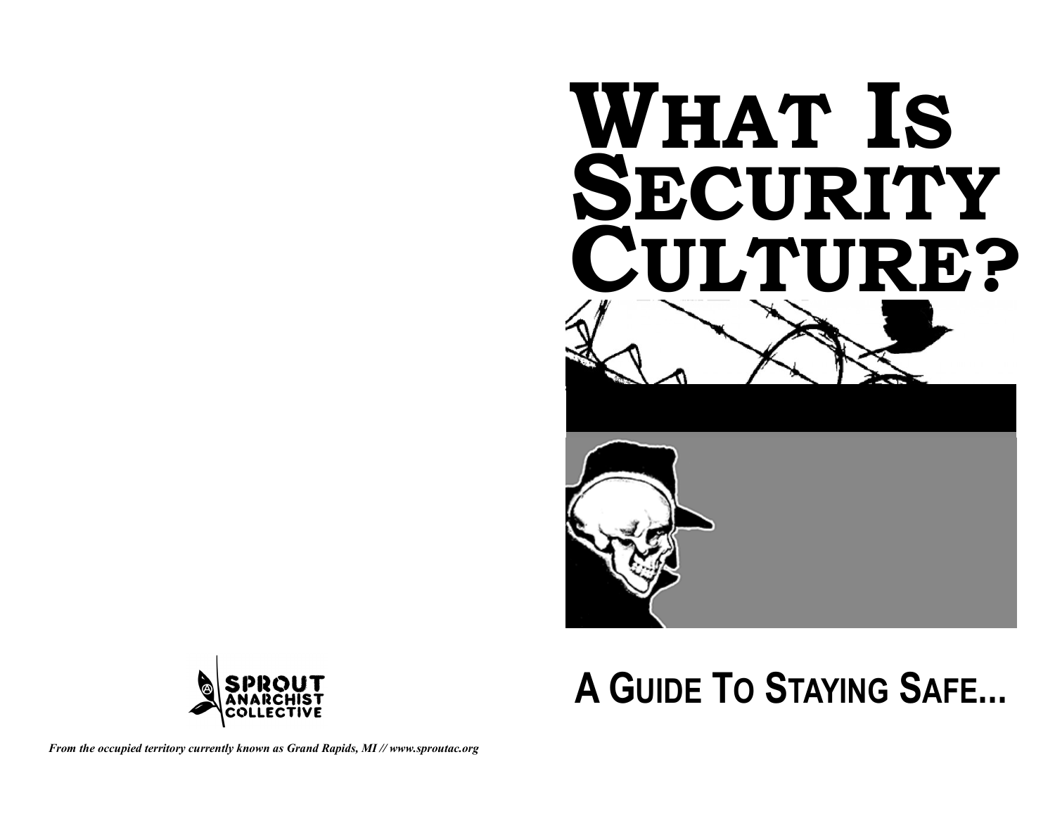# What Is Security Culture?

## A Guide To Staying Safe...

SPROUT ANARCHIST COLLECTIVE

*From the occupied territory currently known as Grand Rapids, MI // www.sproutac.org*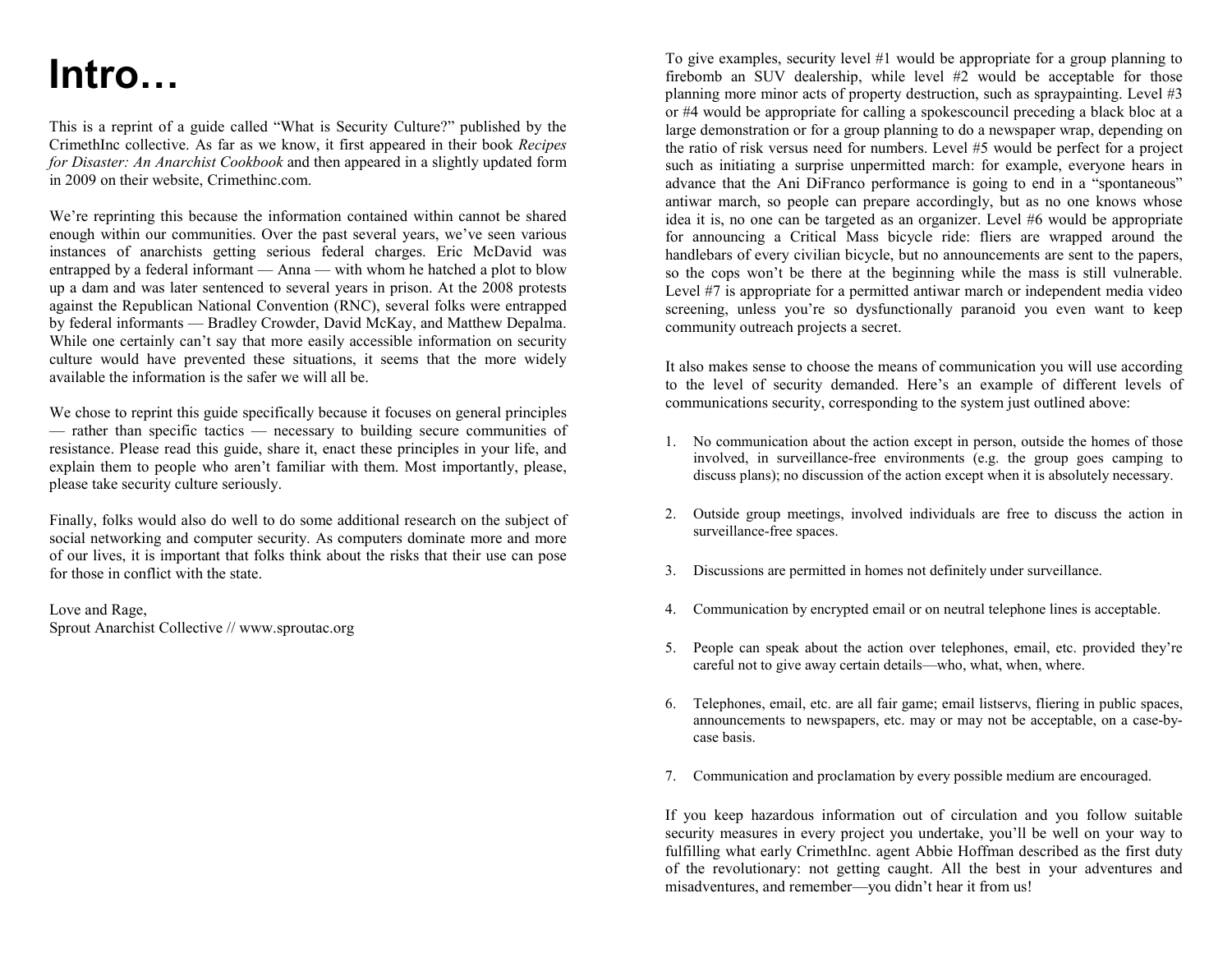# Intro…

This is a reprint of a guide called "What is Security Culture?" published by the CrimethInc collective. As far as we know, it first appeared in their book *Recipes for Disaster: An Anarchist Cookbook* and then appeared in a slightly updated form in 2009 on their website, Crimethinc.com.

We're reprinting this because the information contained within cannot be shared enough within our communities. Over the past several years, we've seen various instances of anarchists getting serious federal charges. Eric McDavid was entrapped by a federal informant — Anna — with whom he hatched a plot to blow up a dam and was later sentenced to several years in prison. At the 2008 protests against the Republican National Convention (RNC), several folks were entrapped by federal informants — Bradley Crowder, David McKay, and Matthew Depalma. While one certainly can't say that more easily accessible information on security culture would have prevented these situations, it seems that the more widely available the information is the safer we will all be.

We chose to reprint this guide specifically because it focuses on general principles — rather than specific tactics — necessary to building secure communities of resistance. Please read this guide, share it, enact these principles in your life, and explain them to people who aren't familiar with them. Most importantly, please, please take security culture seriously.

Finally, folks would also do well to do some additional research on the subject of social networking and computer security. As computers dominate more and more of our lives, it is important that folks think about the risks that their use can pose for those in conflict with the state.

Love and Rage,
Sprout Anarchist Collective // www.sproutac.org

To give examples, security level #1 would be appropriate for a group planning to firebomb an SUV dealership, while level #2 would be acceptable for those planning more minor acts of property destruction, such as spraypainting. Level #3 or #4 would be appropriate for calling a spokescouncil preceding a black bloc at a large demonstration or for a group planning to do a newspaper wrap, depending on the ratio of risk versus need for numbers. Level #5 would be perfect for a project such as initiating a surprise unpermitted march: for example, everyone hears in advance that the Ani DiFranco performance is going to end in a "spontaneous" antiwar march, so people can prepare accordingly, but as no one knows whose idea it is, no one can be targeted as an organizer. Level #6 would be appropriate for announcing a Critical Mass bicycle ride: fliers are wrapped around the handlebars of every civilian bicycle, but no announcements are sent to the papers, so the cops won't be there at the beginning while the mass is still vulnerable. Level #7 is appropriate for a permitted antiwar march or independent media video screening, unless you're so dysfunctionally paranoid you even want to keep community outreach projects a secret.

It also makes sense to choose the means of communication you will use according to the level of security demanded. Here's an example of different levels of communications security, corresponding to the system just outlined above:

1. No communication about the action except in person, outside the homes of those involved, in surveillance-free environments (e.g. the group goes camping to discuss plans); no discussion of the action except when it is absolutely necessary.
2. Outside group meetings, involved individuals are free to discuss the action in surveillance-free spaces.
3. Discussions are permitted in homes not definitely under surveillance.
4. Communication by encrypted email or on neutral telephone lines is acceptable.
5. People can speak about the action over telephones, email, etc. provided they're careful not to give away certain details—who, what, when, where.
6. Telephones, email, etc. are all fair game; email listservs, fliering in public spaces, announcements to newspapers, etc. may or may not be acceptable, on a case-by-case basis.
7. Communication and proclamation by every possible medium are encouraged.

If you keep hazardous information out of circulation and you follow suitable security measures in every project you undertake, you'll be well on your way to fulfilling what early CrimethInc. agent Abbie Hoffman described as the first duty of the revolutionary: not getting caught. All the best in your adventures and misadventures, and remember—you didn't hear it from us!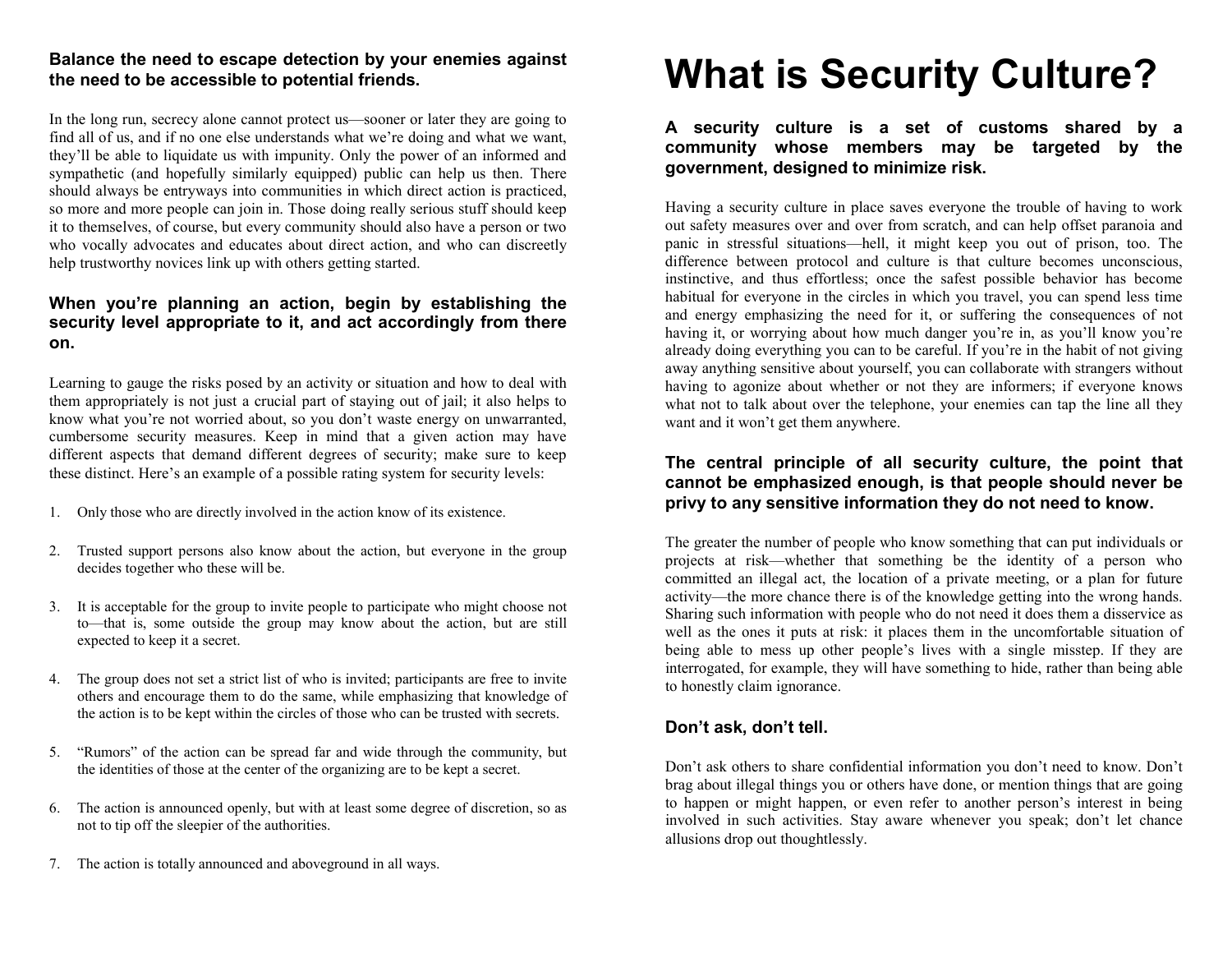**Balance the need to escape detection by your enemies against the need to be accessible to potential friends.**

In the long run, secrecy alone cannot protect us—sooner or later they are going to find all of us, and if no one else understands what we're doing and what we want, they'll be able to liquidate us with impunity. Only the power of an informed and sympathetic (and hopefully similarly equipped) public can help us then. There should always be entryways into communities in which direct action is practiced, so more and more people can join in. Those doing really serious stuff should keep it to themselves, of course, but every community should also have a person or two who vocally advocates and educates about direct action, and who can discreetly help trustworthy novices link up with others getting started.

### When you're planning an action, begin by establishing the security level appropriate to it, and act accordingly from there on.

Learning to gauge the risks posed by an activity or situation and how to deal with them appropriately is not just a crucial part of staying out of jail; it also helps to know what you're not worried about, so you don't waste energy on unwarranted, cumbersome security measures. Keep in mind that a given action may have different aspects that demand different degrees of security; make sure to keep these distinct. Here's an example of a possible rating system for security levels:

1. Only those who are directly involved in the action know of its existence.
2. Trusted support persons also know about the action, but everyone in the group decides together who these will be.
3. It is acceptable for the group to invite people to participate who might choose not to—that is, some outside the group may know about the action, but are still expected to keep it a secret.
4. The group does not set a strict list of who is invited; participants are free to invite others and encourage them to do the same, while emphasizing that knowledge of the action is to be kept within the circles of those who can be trusted with secrets.
5. "Rumors" of the action can be spread far and wide through the community, but the identities of those at the center of the organizing are to be kept a secret.
6. The action is announced openly, but with at least some degree of discretion, so as not to tip off the sleepier of the authorities.
7. The action is totally announced and aboveground in all ways.

# What is Security Culture?

### A security culture is a set of customs shared by a community whose members may be targeted by the government, designed to minimize risk.

Having a security culture in place saves everyone the trouble of having to work out safety measures over and over from scratch, and can help offset paranoia and panic in stressful situations—hell, it might keep you out of prison, too. The difference between protocol and culture is that culture becomes unconscious, instinctive, and thus effortless; once the safest possible behavior has become habitual for everyone in the circles in which you travel, you can spend less time and energy emphasizing the need for it, or suffering the consequences of not having it, or worrying about how much danger you're in, as you'll know you're already doing everything you can to be careful. If you're in the habit of not giving away anything sensitive about yourself, you can collaborate with strangers without having to agonize about whether or not they are informers; if everyone knows what not to talk about over the telephone, your enemies can tap the line all they want and it won't get them anywhere.

### The central principle of all security culture, the point that cannot be emphasized enough, is that people should never be privy to any sensitive information they do not need to know.

The greater the number of people who know something that can put individuals or projects at risk—whether that something be the identity of a person who committed an illegal act, the location of a private meeting, or a plan for future activity—the more chance there is of the knowledge getting into the wrong hands. Sharing such information with people who do not need it does them a disservice as well as the ones it puts at risk: it places them in the uncomfortable situation of being able to mess up other people's lives with a single misstep. If they are interrogated, for example, they will have something to hide, rather than being able to honestly claim ignorance.

### Don't ask, don't tell.

Don't ask others to share confidential information you don't need to know. Don't brag about illegal things you or others have done, or mention things that are going to happen or might happen, or even refer to another person's interest in being involved in such activities. Stay aware whenever you speak; don't let chance allusions drop out thoughtlessly.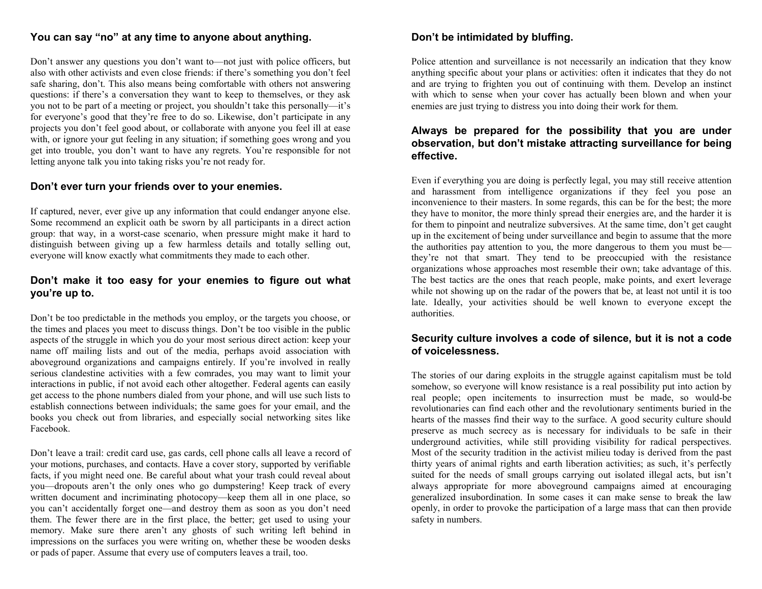### You can say "no" at any time to anyone about anything.

Don't answer any questions you don't want to—not just with police officers, but also with other activists and even close friends: if there's something you don't feel safe sharing, don't. This also means being comfortable with others not answering questions: if there's a conversation they want to keep to themselves, or they ask you not to be part of a meeting or project, you shouldn't take this personally—it's for everyone's good that they're free to do so. Likewise, don't participate in any projects you don't feel good about, or collaborate with anyone you feel ill at ease with, or ignore your gut feeling in any situation; if something goes wrong and you get into trouble, you don't want to have any regrets. You're responsible for not letting anyone talk you into taking risks you're not ready for.

### Don't ever turn your friends over to your enemies.

If captured, never, ever give up any information that could endanger anyone else. Some recommend an explicit oath be sworn by all participants in a direct action group: that way, in a worst-case scenario, when pressure might make it hard to distinguish between giving up a few harmless details and totally selling out, everyone will know exactly what commitments they made to each other.

### Don't make it too easy for your enemies to figure out what you're up to.

Don't be too predictable in the methods you employ, or the targets you choose, or the times and places you meet to discuss things. Don't be too visible in the public aspects of the struggle in which you do your most serious direct action: keep your name off mailing lists and out of the media, perhaps avoid association with aboveground organizations and campaigns entirely. If you're involved in really serious clandestine activities with a few comrades, you may want to limit your interactions in public, if not avoid each other altogether. Federal agents can easily get access to the phone numbers dialed from your phone, and will use such lists to establish connections between individuals; the same goes for your email, and the books you check out from libraries, and especially social networking sites like Facebook.

Don't leave a trail: credit card use, gas cards, cell phone calls all leave a record of your motions, purchases, and contacts. Have a cover story, supported by verifiable facts, if you might need one. Be careful about what your trash could reveal about you—dropouts aren't the only ones who go dumpstering! Keep track of every written document and incriminating photocopy—keep them all in one place, so you can't accidentally forget one—and destroy them as soon as you don't need them. The fewer there are in the first place, the better; get used to using your memory. Make sure there aren't any ghosts of such writing left behind in impressions on the surfaces you were writing on, whether these be wooden desks or pads of paper. Assume that every use of computers leaves a trail, too.

### Don't be intimidated by bluffing.

Police attention and surveillance is not necessarily an indication that they know anything specific about your plans or activities: often it indicates that they do not and are trying to frighten you out of continuing with them. Develop an instinct with which to sense when your cover has actually been blown and when your enemies are just trying to distress you into doing their work for them.

### Always be prepared for the possibility that you are under observation, but don't mistake attracting surveillance for being effective.

Even if everything you are doing is perfectly legal, you may still receive attention and harassment from intelligence organizations if they feel you pose an inconvenience to their masters. In some regards, this can be for the best; the more they have to monitor, the more thinly spread their energies are, and the harder it is for them to pinpoint and neutralize subversives. At the same time, don't get caught up in the excitement of being under surveillance and begin to assume that the more the authorities pay attention to you, the more dangerous to them you must be—they're not that smart. They tend to be preoccupied with the resistance organizations whose approaches most resemble their own; take advantage of this. The best tactics are the ones that reach people, make points, and exert leverage while not showing up on the radar of the powers that be, at least not until it is too late. Ideally, your activities should be well known to everyone except the authorities.

### Security culture involves a code of silence, but it is not a code of voicelessness.

The stories of our daring exploits in the struggle against capitalism must be told somehow, so everyone will know resistance is a real possibility put into action by real people; open incitements to insurrection must be made, so would-be revolutionaries can find each other and the revolutionary sentiments buried in the hearts of the masses find their way to the surface. A good security culture should preserve as much secrecy as is necessary for individuals to be safe in their underground activities, while still providing visibility for radical perspectives. Most of the security tradition in the activist milieu today is derived from the past thirty years of animal rights and earth liberation activities; as such, it's perfectly suited for the needs of small groups carrying out isolated illegal acts, but isn't always appropriate for more aboveground campaigns aimed at encouraging generalized insubordination. In some cases it can make sense to break the law openly, in order to provoke the participation of a large mass that can then provide safety in numbers.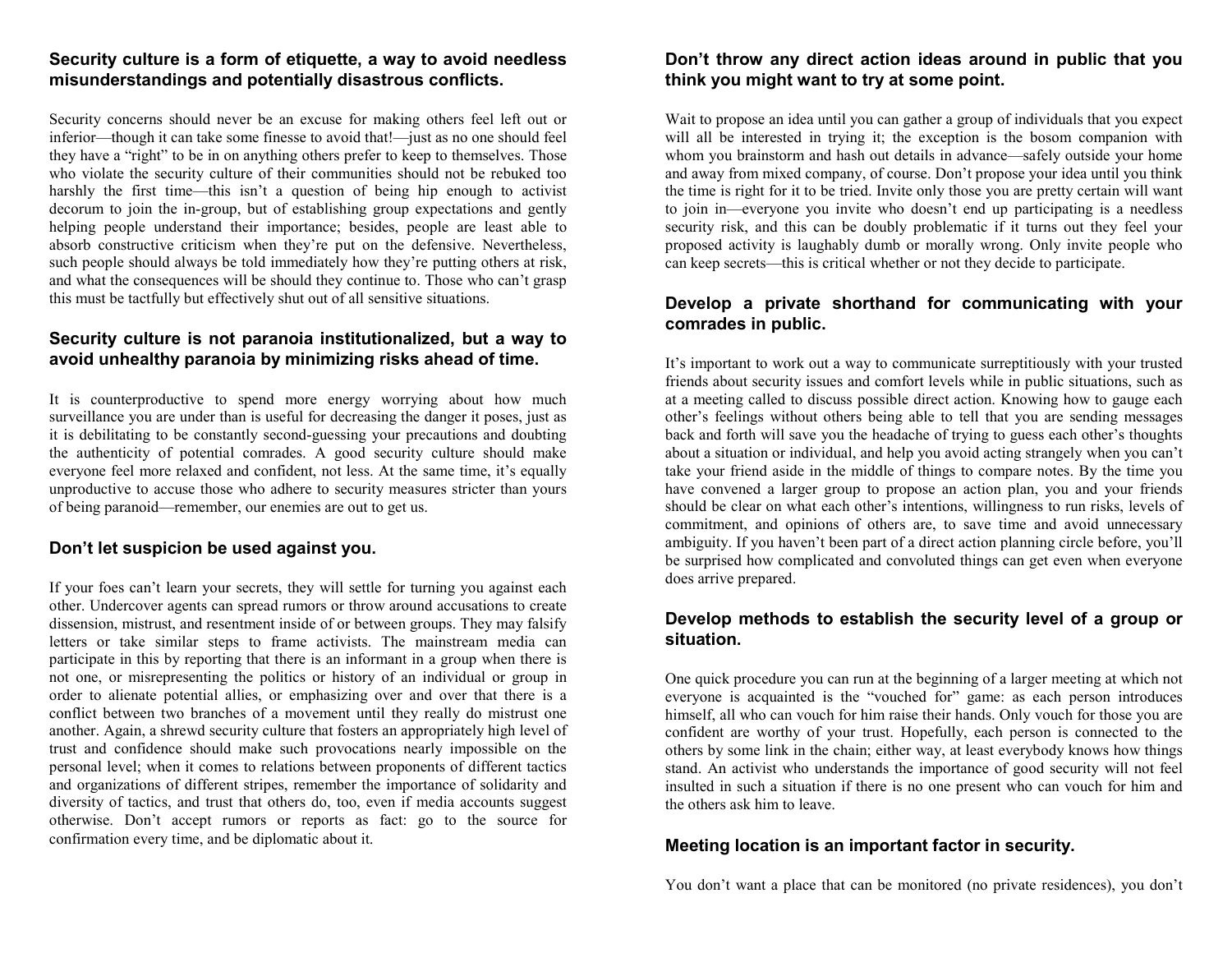## Security culture is a form of etiquette, a way to avoid needless misunderstandings and potentially disastrous conflicts.

Security concerns should never be an excuse for making others feel left out or inferior—though it can take some finesse to avoid that!—just as no one should feel they have a "right" to be in on anything others prefer to keep to themselves. Those who violate the security culture of their communities should not be rebuked too harshly the first time—this isn't a question of being hip enough to activist decorum to join the in-group, but of establishing group expectations and gently helping people understand their importance; besides, people are least able to absorb constructive criticism when they're put on the defensive. Nevertheless, such people should always be told immediately how they're putting others at risk, and what the consequences will be should they continue to. Those who can't grasp this must be tactfully but effectively shut out of all sensitive situations.

## Security culture is not paranoia institutionalized, but a way to avoid unhealthy paranoia by minimizing risks ahead of time.

It is counterproductive to spend more energy worrying about how much surveillance you are under than is useful for decreasing the danger it poses, just as it is debilitating to be constantly second-guessing your precautions and doubting the authenticity of potential comrades. A good security culture should make everyone feel more relaxed and confident, not less. At the same time, it's equally unproductive to accuse those who adhere to security measures stricter than yours of being paranoid—remember, our enemies are out to get us.

## Don't let suspicion be used against you.

If your foes can't learn your secrets, they will settle for turning you against each other. Undercover agents can spread rumors or throw around accusations to create dissension, mistrust, and resentment inside of or between groups. They may falsify letters or take similar steps to frame activists. The mainstream media can participate in this by reporting that there is an informant in a group when there is not one, or misrepresenting the politics or history of an individual or group in order to alienate potential allies, or emphasizing over and over that there is a conflict between two branches of a movement until they really do mistrust one another. Again, a shrewd security culture that fosters an appropriately high level of trust and confidence should make such provocations nearly impossible on the personal level; when it comes to relations between proponents of different tactics and organizations of different stripes, remember the importance of solidarity and diversity of tactics, and trust that others do, too, even if media accounts suggest otherwise. Don't accept rumors or reports as fact: go to the source for confirmation every time, and be diplomatic about it.

## Don't throw any direct action ideas around in public that you think you might want to try at some point.

Wait to propose an idea until you can gather a group of individuals that you expect will all be interested in trying it; the exception is the bosom companion with whom you brainstorm and hash out details in advance—safely outside your home and away from mixed company, of course. Don't propose your idea until you think the time is right for it to be tried. Invite only those you are pretty certain will want to join in—everyone you invite who doesn't end up participating is a needless security risk, and this can be doubly problematic if it turns out they feel your proposed activity is laughably dumb or morally wrong. Only invite people who can keep secrets—this is critical whether or not they decide to participate.

## Develop a private shorthand for communicating with your comrades in public.

It's important to work out a way to communicate surreptitiously with your trusted friends about security issues and comfort levels while in public situations, such as at a meeting called to discuss possible direct action. Knowing how to gauge each other's feelings without others being able to tell that you are sending messages back and forth will save you the headache of trying to guess each other's thoughts about a situation or individual, and help you avoid acting strangely when you can't take your friend aside in the middle of things to compare notes. By the time you have convened a larger group to propose an action plan, you and your friends should be clear on what each other's intentions, willingness to run risks, levels of commitment, and opinions of others are, to save time and avoid unnecessary ambiguity. If you haven't been part of a direct action planning circle before, you'll be surprised how complicated and convoluted things can get even when everyone does arrive prepared.

## Develop methods to establish the security level of a group or situation.

One quick procedure you can run at the beginning of a larger meeting at which not everyone is acquainted is the "vouched for" game: as each person introduces himself, all who can vouch for him raise their hands. Only vouch for those you are confident are worthy of your trust. Hopefully, each person is connected to the others by some link in the chain; either way, at least everybody knows how things stand. An activist who understands the importance of good security will not feel insulted in such a situation if there is no one present who can vouch for him and the others ask him to leave.

## Meeting location is an important factor in security.

You don't want a place that can be monitored (no private residences), you don't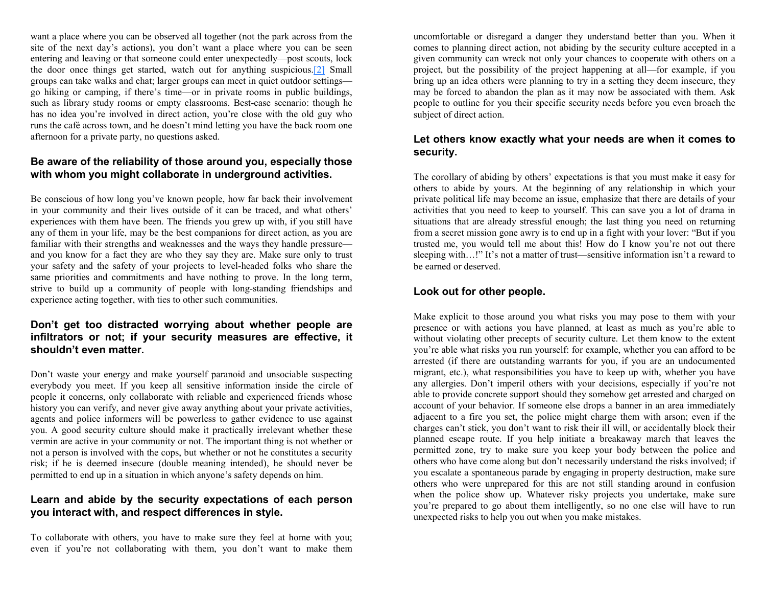want a place where you can be observed all together (not the park across from the site of the next day's actions), you don't want a place where you can be seen entering and leaving or that someone could enter unexpectedly—post scouts, lock the door once things get started, watch out for anything suspicious.[2] Small groups can take walks and chat; larger groups can meet in quiet outdoor settings—go hiking or camping, if there's time—or in private rooms in public buildings, such as library study rooms or empty classrooms. Best-case scenario: though he has no idea you're involved in direct action, you're close with the old guy who runs the café across town, and he doesn't mind letting you have the back room one afternoon for a private party, no questions asked.

### Be aware of the reliability of those around you, especially those with whom you might collaborate in underground activities.

Be conscious of how long you've known people, how far back their involvement in your community and their lives outside of it can be traced, and what others' experiences with them have been. The friends you grew up with, if you still have any of them in your life, may be the best companions for direct action, as you are familiar with their strengths and weaknesses and the ways they handle pressure—and you know for a fact they are who they say they are. Make sure only to trust your safety and the safety of your projects to level-headed folks who share the same priorities and commitments and have nothing to prove. In the long term, strive to build up a community of people with long-standing friendships and experience acting together, with ties to other such communities.

### Don't get too distracted worrying about whether people are infiltrators or not; if your security measures are effective, it shouldn't even matter.

Don't waste your energy and make yourself paranoid and unsociable suspecting everybody you meet. If you keep all sensitive information inside the circle of people it concerns, only collaborate with reliable and experienced friends whose history you can verify, and never give away anything about your private activities, agents and police informers will be powerless to gather evidence to use against you. A good security culture should make it practically irrelevant whether these vermin are active in your community or not. The important thing is not whether or not a person is involved with the cops, but whether or not he constitutes a security risk; if he is deemed insecure (double meaning intended), he should never be permitted to end up in a situation in which anyone's safety depends on him.

### Learn and abide by the security expectations of each person you interact with, and respect differences in style.

To collaborate with others, you have to make sure they feel at home with you; even if you're not collaborating with them, you don't want to make them uncomfortable or disregard a danger they understand better than you. When it comes to planning direct action, not abiding by the security culture accepted in a given community can wreck not only your chances to cooperate with others on a project, but the possibility of the project happening at all—for example, if you bring up an idea others were planning to try in a setting they deem insecure, they may be forced to abandon the plan as it may now be associated with them. Ask people to outline for you their specific security needs before you even broach the subject of direct action.

### Let others know exactly what your needs are when it comes to security.

The corollary of abiding by others' expectations is that you must make it easy for others to abide by yours. At the beginning of any relationship in which your private political life may become an issue, emphasize that there are details of your activities that you need to keep to yourself. This can save you a lot of drama in situations that are already stressful enough; the last thing you need on returning from a secret mission gone awry is to end up in a fight with your lover: "But if you trusted me, you would tell me about this! How do I know you're not out there sleeping with…!" It's not a matter of trust—sensitive information isn't a reward to be earned or deserved.

### Look out for other people.

Make explicit to those around you what risks you may pose to them with your presence or with actions you have planned, at least as much as you're able to without violating other precepts of security culture. Let them know to the extent you're able what risks you run yourself: for example, whether you can afford to be arrested (if there are outstanding warrants for you, if you are an undocumented migrant, etc.), what responsibilities you have to keep up with, whether you have any allergies. Don't imperil others with your decisions, especially if you're not able to provide concrete support should they somehow get arrested and charged on account of your behavior. If someone else drops a banner in an area immediately adjacent to a fire you set, the police might charge them with arson; even if the charges can't stick, you don't want to risk their ill will, or accidentally block their planned escape route. If you help initiate a breakaway march that leaves the permitted zone, try to make sure you keep your body between the police and others who have come along but don't necessarily understand the risks involved; if you escalate a spontaneous parade by engaging in property destruction, make sure others who were unprepared for this are not still standing around in confusion when the police show up. Whatever risky projects you undertake, make sure you're prepared to go about them intelligently, so no one else will have to run unexpected risks to help you out when you make mistakes.